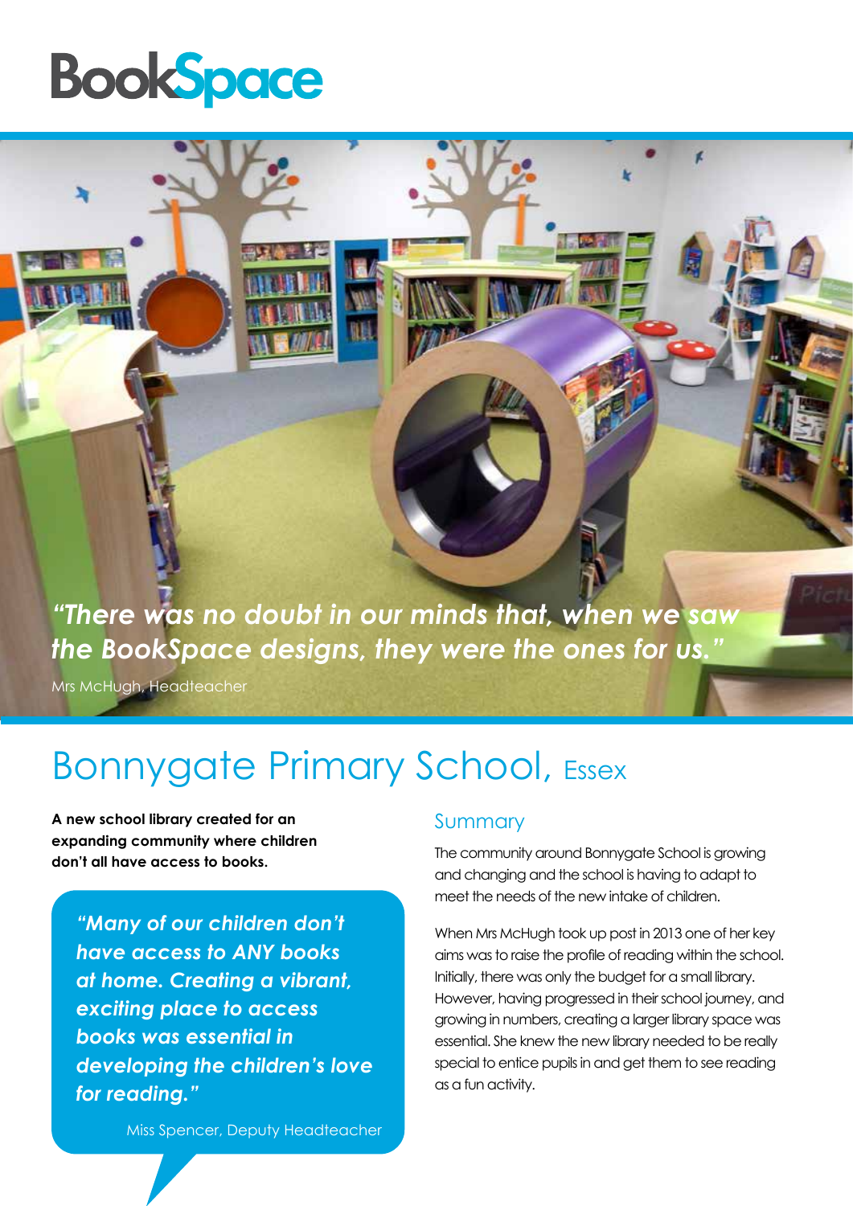BookSpace

*“There was no doubt in our minds that, when we saw the BookSpace designs, they were the ones for us.”*

Mrs McHugh, Headteacher

# Bonnygate Primary School, Essex

**A new school library created for an expanding community where children don’t all have access to books.**

> *“Many of our children don’t have access to ANY books at home. Creating a vibrant, exciting place to access books was essential in developing the children’s love for reading.”*
>
> Miss Spencer, Deputy Headteacher

## Summary

The community around Bonnygate School is growing and changing and the school is having to adapt to meet the needs of the new intake of children.

When Mrs McHugh took up post in 2013 one of her key aims was to raise the profile of reading within the school. Initially, there was only the budget for a small library. However, having progressed in their school journey, and growing in numbers, creating a larger library space was essential. She knew the new library needed to be really special to entice pupils in and get them to see reading as a fun activity.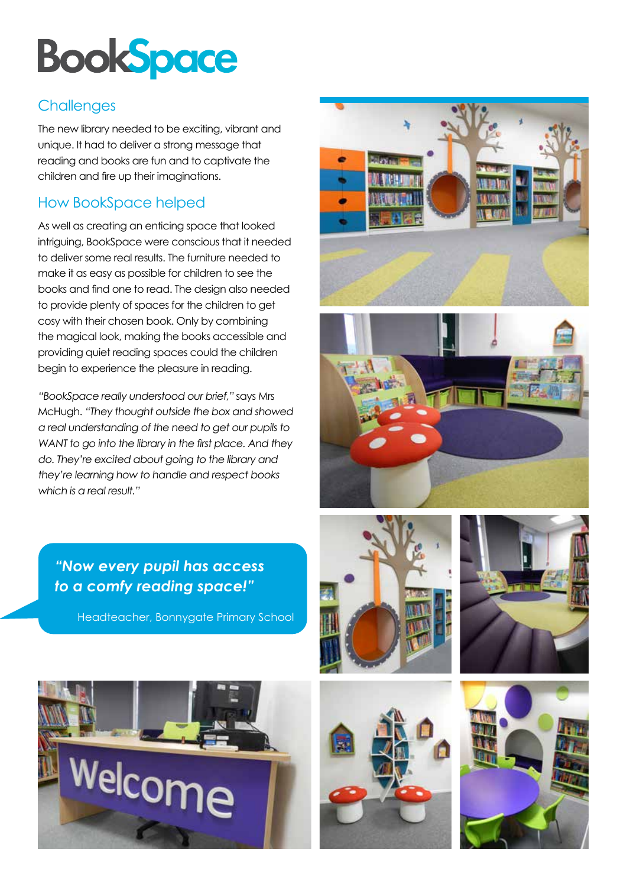# BookSpace

## Challenges

The new library needed to be exciting, vibrant and unique. It had to deliver a strong message that reading and books are fun and to captivate the children and fire up their imaginations.

## How BookSpace helped

As well as creating an enticing space that looked intriguing, BookSpace were conscious that it needed to deliver some real results. The furniture needed to make it as easy as possible for children to see the books and find one to read. The design also needed to provide plenty of spaces for the children to get cosy with their chosen book. Only by combining the magical look, making the books accessible and providing quiet reading spaces could the children begin to experience the pleasure in reading.

*"BookSpace really understood our brief,"* says Mrs McHugh. *"They thought outside the box and showed a real understanding of the need to get our pupils to WANT to go into the library in the first place. And they do. They're excited about going to the library and they're learning how to handle and respect books which is a real result."*

***"Now every pupil has access to a comfy reading space!"***

Headteacher, Bonnygate Primary School